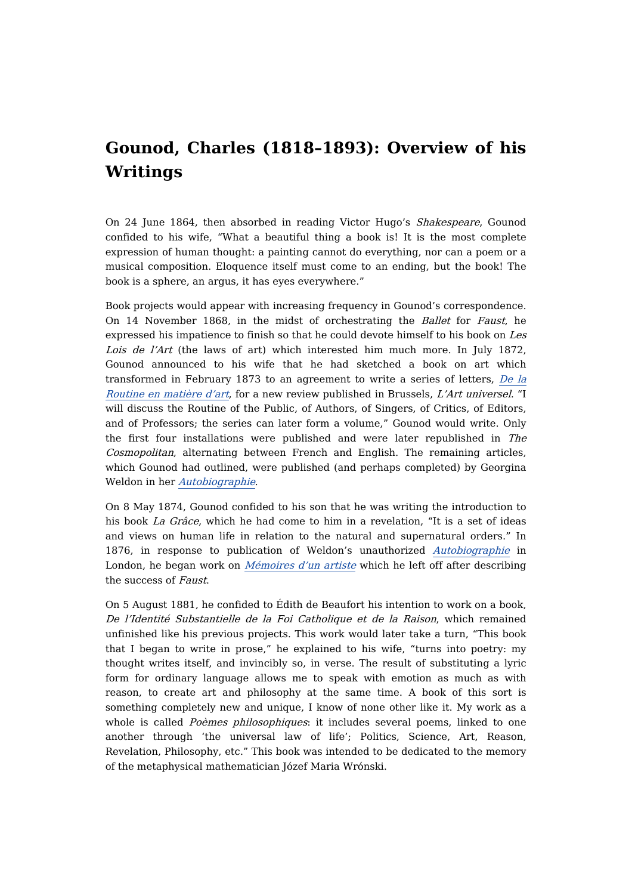# Gounod, Charles (1818–1893): Overview of his Writings

On 24 June 1864, then absorbed in reading Victor Hugo's *Shakespeare*, Gounod confided to his wife, "What a beautiful thing a book is! It is the most complete expression of human thought: a painting cannot do everything, nor can a poem or a musical composition. Eloquence itself must come to an ending, but the book! The book is a sphere, an argus, it has eyes everywhere."

Book projects would appear with increasing frequency in Gounod's correspondence. On 14 November 1868, in the midst of orchestrating the *Ballet* for *Faust,* he expressed his impatience to finish so that he could devote himself to his book on *Les Lois de l'Art* (the laws of art) which interested him much more. In July 1872, Gounod announced to his wife that he had sketched a book on art which transformed in February 1873 to an agreement to write a series of letters, *De la Routine en matière d'art*, for a new review published in Brussels, *L'Art universel*. "I will discuss the Routine of the Public, of Authors, of Singers, of Critics, of Editors, and of Professors; the series can later form a volume," Gounod would write. Only the first four installations were published and were later republished in *The Cosmopolitan*, alternating between French and English. The remaining articles, which Gounod had outlined, were published (and perhaps completed) by Georgina Weldon in her *Autobiographie*.

On 8 May 1874, Gounod confided to his son that he was writing the introduction to his book *La Grâce*, which he had come to him in a revelation, "It is a set of ideas and views on human life in relation to the natural and supernatural orders." In 1876, in response to publication of Weldon's unauthorized *Autobiographie* in London, he began work on *Mémoires d'un artiste* which he left off after describing the success of *Faust*.

On 5 August 1881, he confided to Édith de Beaufort his intention to work on a book, *De l'Identité Substantielle de la Foi Catholique et de la Raison*, which remained unfinished like his previous projects. This work would later take a turn, "This book that I began to write in prose," he explained to his wife, "turns into poetry: my thought writes itself, and invincibly so, in verse. The result of substituting a lyric form for ordinary language allows me to speak with emotion as much as with reason, to create art and philosophy at the same time. A book of this sort is something completely new and unique, I know of none other like it. My work as a whole is called *Poèmes philosophiques*: it includes several poems, linked to one another through 'the universal law of life'; Politics, Science, Art, Reason, Revelation, Philosophy, etc." This book was intended to be dedicated to the memory of the metaphysical mathematician Józef Maria Wrónski.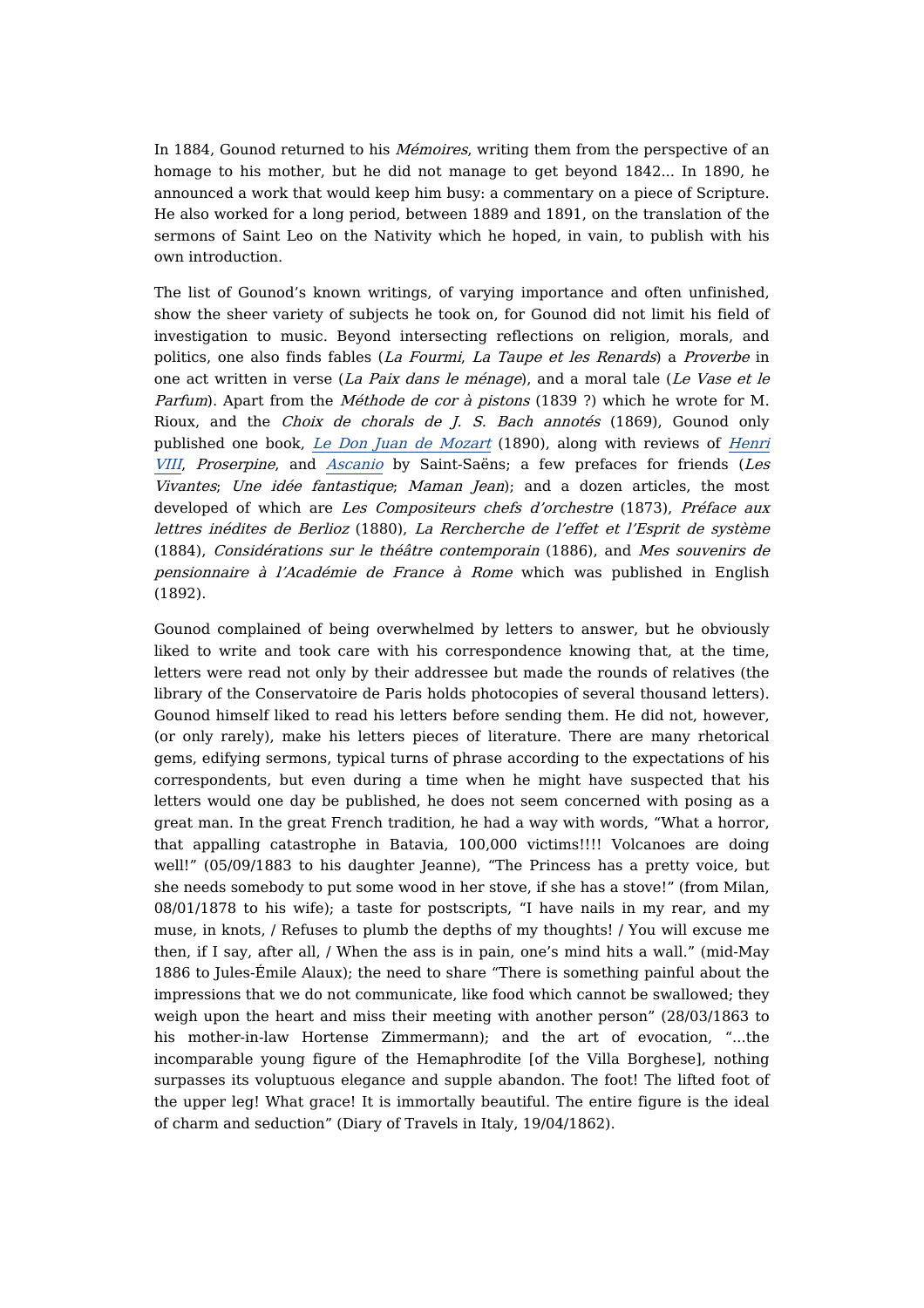In 1884, Gounod returned to his *Mémoires*, writing them from the perspective of an homage to his mother, but he did not manage to get beyond 1842... In 1890, he announced a work that would keep him busy: a commentary on a piece of Scripture. He also worked for a long period, between 1889 and 1891, on the translation of the sermons of Saint Leo on the Nativity which he hoped, in vain, to publish with his own introduction.

The list of Gounod's known writings, of varying importance and often unfinished, show the sheer variety of subjects he took on, for Gounod did not limit his field of investigation to music. Beyond intersecting reflections on religion, morals, and politics, one also finds fables (*La Fourmi*, *La Taupe et les Renards*) a *Proverbe* in one act written in verse (*La Paix dans le ménage*), and a moral tale (*Le Vase et le Parfum*). Apart from the *Méthode de cor à pistons* (1839 ?) which he wrote for M. Rioux, and the *Choix de chorals de J. S. Bach annotés* (1869), Gounod only published one book, *Le Don Juan de Mozart* (1890), along with reviews of *Henri VIII*, *Proserpine*, and *Ascanio* by Saint-Saëns; a few prefaces for friends (*Les Vivantes*; *Une idée fantastique*; *Maman Jean*); and a dozen articles, the most developed of which are *Les Compositeurs chefs d'orchestre* (1873), *Préface aux lettres inédites de Berlioz* (1880), *La Rercherche de l'effet et l'Esprit de système* (1884), *Considérations sur le théâtre contemporain* (1886), and *Mes souvenirs de pensionnaire à l'Académie de France à Rome* which was published in English (1892).

Gounod complained of being overwhelmed by letters to answer, but he obviously liked to write and took care with his correspondence knowing that, at the time, letters were read not only by their addressee but made the rounds of relatives (the library of the Conservatoire de Paris holds photocopies of several thousand letters). Gounod himself liked to read his letters before sending them. He did not, however, (or only rarely), make his letters pieces of literature. There are many rhetorical gems, edifying sermons, typical turns of phrase according to the expectations of his correspondents, but even during a time when he might have suspected that his letters would one day be published, he does not seem concerned with posing as a great man. In the great French tradition, he had a way with words, "What a horror, that appalling catastrophe in Batavia, 100,000 victims!!!! Volcanoes are doing well!" (05/09/1883 to his daughter Jeanne), "The Princess has a pretty voice, but she needs somebody to put some wood in her stove, if she has a stove!" (from Milan, 08/01/1878 to his wife); a taste for postscripts, "I have nails in my rear, and my muse, in knots, / Refuses to plumb the depths of my thoughts! / You will excuse me then, if I say, after all, / When the ass is in pain, one's mind hits a wall." (mid-May 1886 to Jules-Émile Alaux); the need to share "There is something painful about the impressions that we do not communicate, like food which cannot be swallowed; they weigh upon the heart and miss their meeting with another person" (28/03/1863 to his mother-in-law Hortense Zimmermann); and the art of evocation, "...the incomparable young figure of the Hemaphrodite [of the Villa Borghese], nothing surpasses its voluptuous elegance and supple abandon. The foot! The lifted foot of the upper leg! What grace! It is immortally beautiful. The entire figure is the ideal of charm and seduction" (Diary of Travels in Italy, 19/04/1862).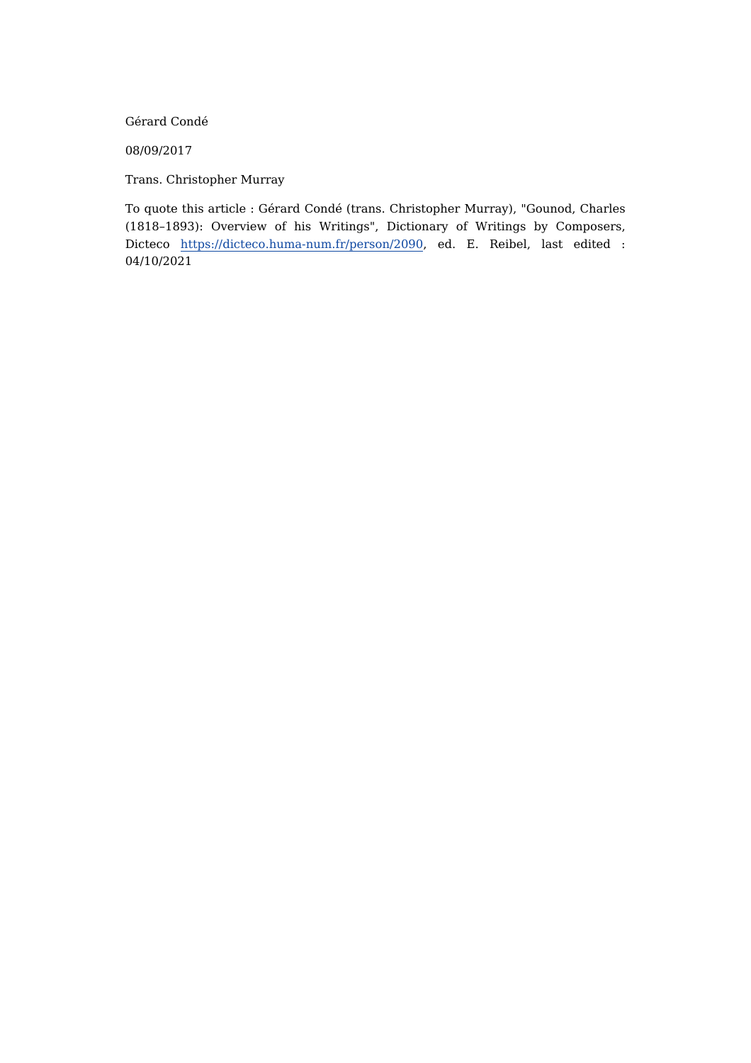Gérard Condé

08/09/2017

Trans. Christopher Murray

To quote this article : Gérard Condé (trans. Christopher Murray), "Gounod, Charles (1818–1893): Overview of his Writings", Dictionary of Writings by Composers, Dicteco https://dicteco.huma-num.fr/person/2090, ed. E. Reibel, last edited : 04/10/2021